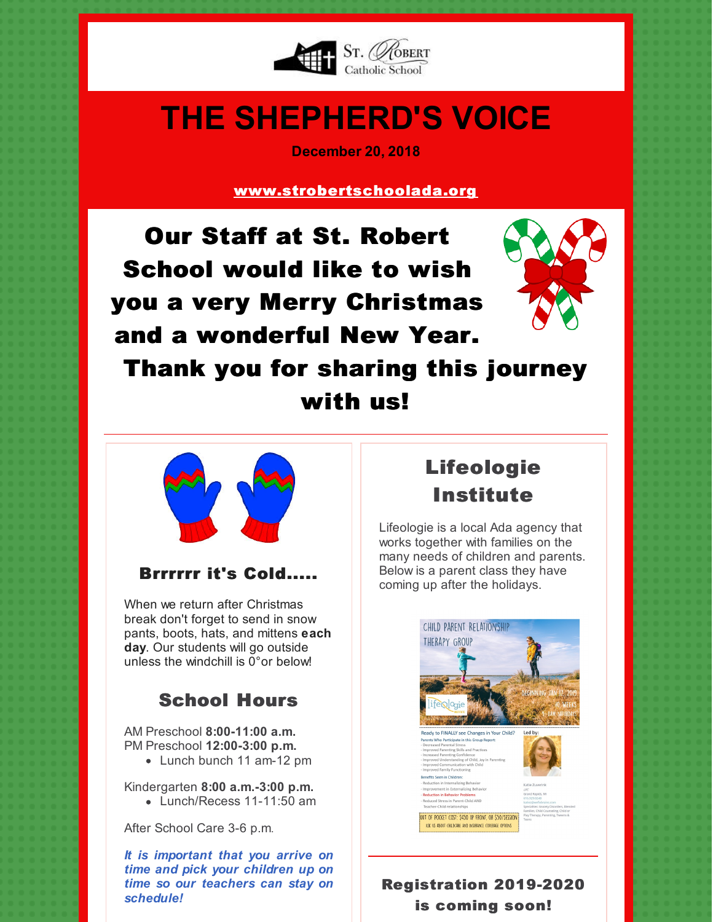St. Robert Catholic School

# THE SHEPHERD'S VOICE

**December 20, 2018**

**www.strobertschoolada.org**

## Our Staff at St. Robert School would like to wish you a very Merry Christmas and a wonderful New Year. Thank you for sharing this journey with us!

### Brrrrrr it's Cold.....

When we return after Christmas break don't forget to send in snow pants, boots, hats, and mittens **each day**. Our students will go outside unless the windchill is 0°or below!

### School Hours

AM Preschool **8:00-11:00 a.m.**
PM Preschool **12:00-3:00 p.m.**

- Lunch bunch 11 am-12 pm

Kindergarten **8:00 a.m.-3:00 p.m.**

- Lunch/Recess 11-11:50 am

After School Care 3-6 p.m.

***It is important that you arrive on time and pick your children up on time so our teachers can stay on schedule!***

### Lifeologie Institute

Lifeologie is a local Ada agency that works together with families on the many needs of children and parents. Below is a parent class they have coming up after the holidays.

### Registration 2019-2020 is coming soon!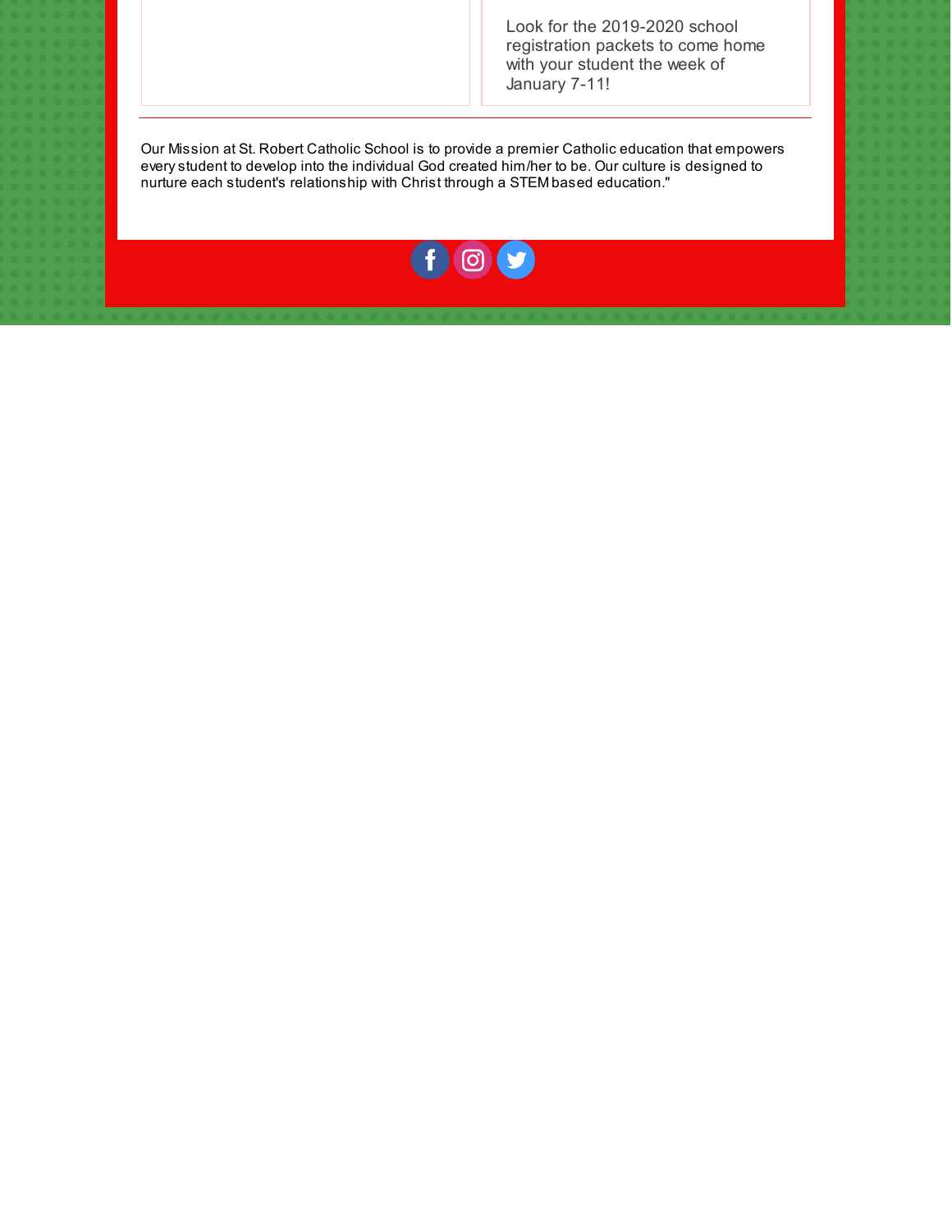Look for the 2019-2020 school registration packets to come home with your student the week of January 7-11!

---

Our Mission at St. Robert Catholic School is to provide a premier Catholic education that empowers every student to develop into the individual God created him/her to be. Our culture is designed to nurture each student's relationship with Christ through a STEM based education."